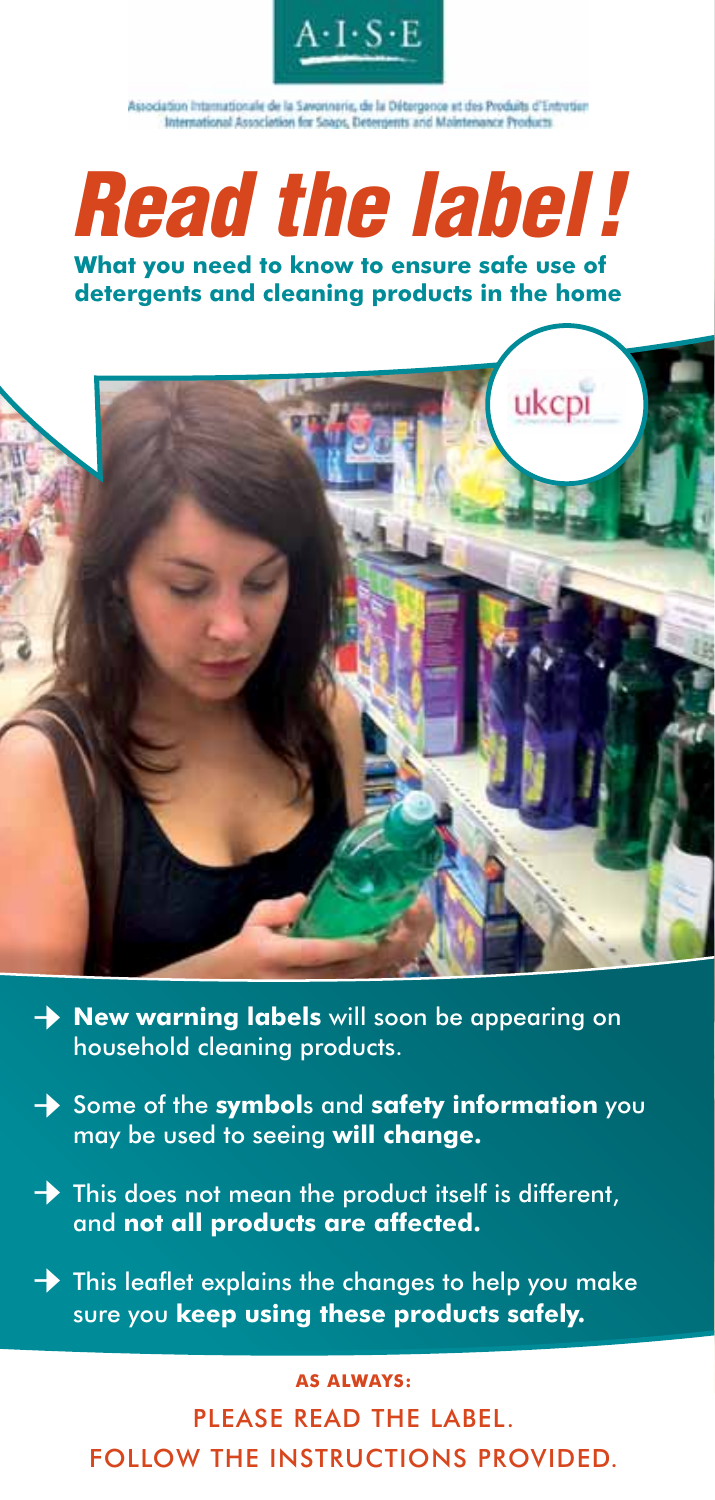A·I·S·E

Association Internationale de la Savonnerie, de la Détergence et des Produits d'Entretien
International Association for Soaps, Detergents and Maintenance Products

# *Read the label!*

**What you need to know to ensure safe use of detergents and cleaning products in the home**

ukcpi

- **New warning labels** will soon be appearing on household cleaning products.
- Some of the **symbol**s and **safety information** you may be used to seeing **will change.**
- This does not mean the product itself is different, and **not all products are affected.**
- This leaflet explains the changes to help you make sure you **keep using these products safely.**

**AS ALWAYS:**

PLEASE READ THE LABEL.
FOLLOW THE INSTRUCTIONS PROVIDED.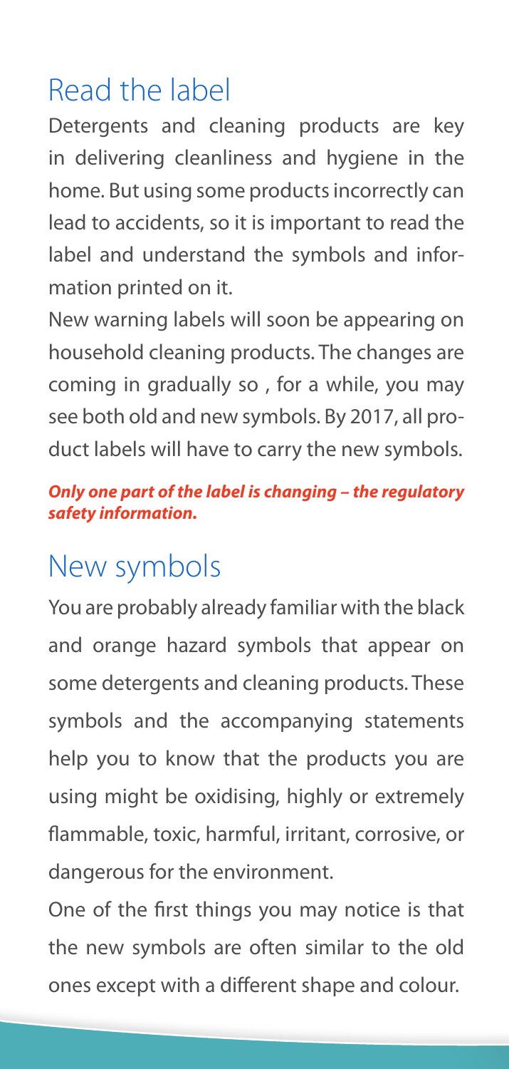## Read the label

Detergents and cleaning products are key in delivering cleanliness and hygiene in the home. But using some products incorrectly can lead to accidents, so it is important to read the label and understand the symbols and information printed on it.

New warning labels will soon be appearing on household cleaning products. The changes are coming in gradually so , for a while, you may see both old and new symbols. By 2017, all product labels will have to carry the new symbols.

***Only one part of the label is changing – the regulatory safety information.***

## New symbols

You are probably already familiar with the black and orange hazard symbols that appear on some detergents and cleaning products. These symbols and the accompanying statements help you to know that the products you are using might be oxidising, highly or extremely flammable, toxic, harmful, irritant, corrosive, or dangerous for the environment.

One of the first things you may notice is that the new symbols are often similar to the old ones except with a different shape and colour.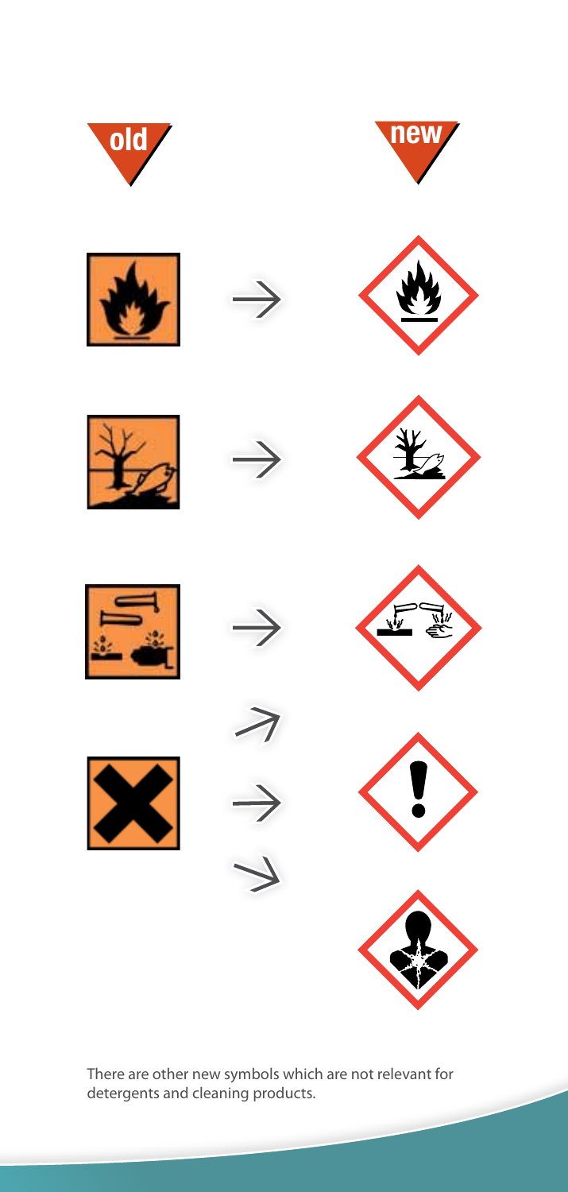**old** **new**

There are other new symbols which are not relevant for detergents and cleaning products.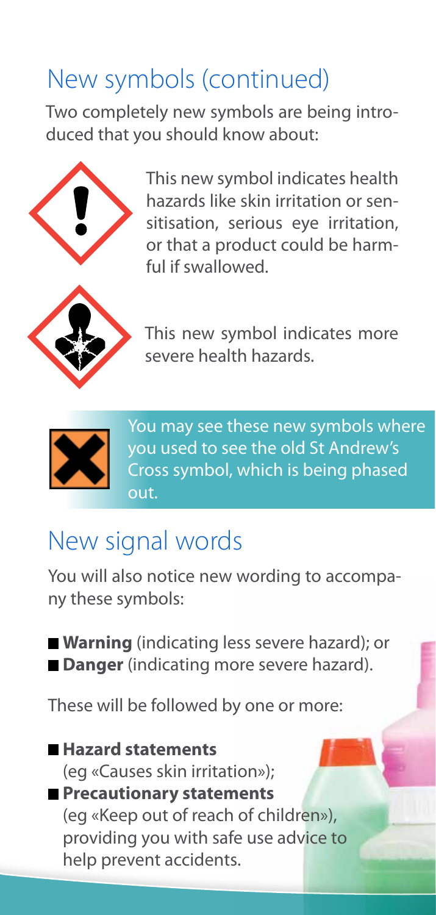## New symbols (continued)

Two completely new symbols are being introduced that you should know about:

This new symbol indicates health hazards like skin irritation or sensitisation, serious eye irritation, or that a product could be harmful if swallowed.

This new symbol indicates more severe health hazards.

You may see these new symbols where you used to see the old St Andrew's Cross symbol, which is being phased out.

## New signal words

You will also notice new wording to accompany these symbols:

- **Warning** (indicating less severe hazard); or
- **Danger** (indicating more severe hazard).

These will be followed by one or more:

- **Hazard statements** (eg «Causes skin irritation»);
- **Precautionary statements** (eg «Keep out of reach of children»), providing you with safe use advice to help prevent accidents.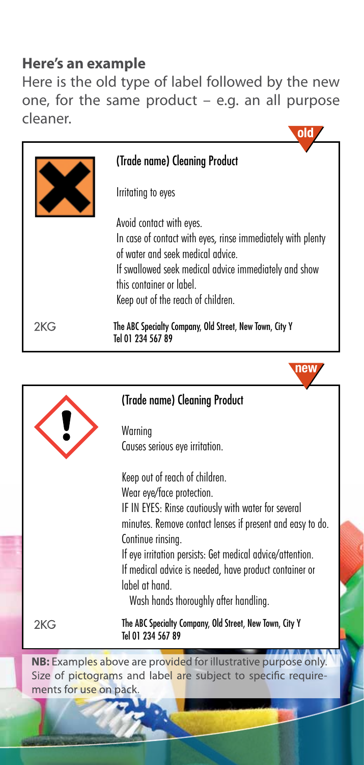## Here's an example

Here is the old type of label followed by the new one, for the same product – e.g. an all purpose cleaner.

**old**

(Trade name) Cleaning Product

Irritating to eyes

Avoid contact with eyes.
In case of contact with eyes, rinse immediately with plenty of water and seek medical advice.
If swallowed seek medical advice immediately and show this container or label.
Keep out of the reach of children.

2KG

The ABC Specialty Company, Old Street, New Town, City Y
Tel 01 234 567 89

**new**

(Trade name) Cleaning Product

Warning
Causes serious eye irritation.

Keep out of reach of children.
Wear eye/face protection.
IF IN EYES: Rinse cautiously with water for several minutes. Remove contact lenses if present and easy to do. Continue rinsing.
If eye irritation persists: Get medical advice/attention.
If medical advice is needed, have product container or label at hand.
Wash hands thoroughly after handling.

2KG

The ABC Specialty Company, Old Street, New Town, City Y
Tel 01 234 567 89

**NB:** Examples above are provided for illustrative purpose only. Size of pictograms and label are subject to specific requirements for use on pack.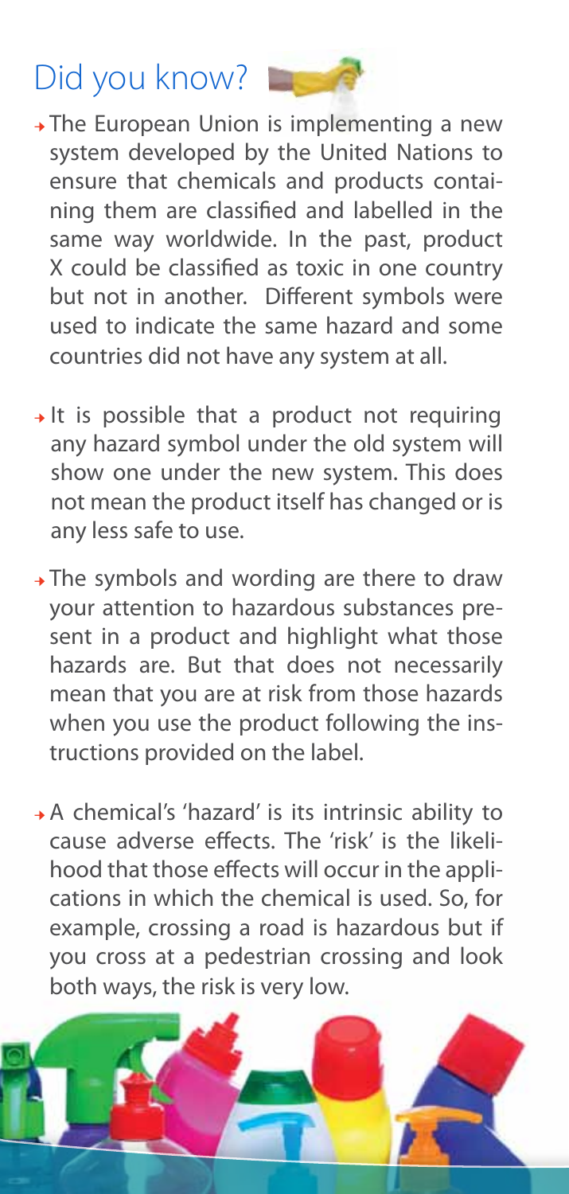## Did you know?

- The European Union is implementing a new system developed by the United Nations to ensure that chemicals and products containing them are classified and labelled in the same way worldwide. In the past, product X could be classified as toxic in one country but not in another. Different symbols were used to indicate the same hazard and some countries did not have any system at all.
- It is possible that a product not requiring any hazard symbol under the old system will show one under the new system. This does not mean the product itself has changed or is any less safe to use.
- The symbols and wording are there to draw your attention to hazardous substances present in a product and highlight what those hazards are. But that does not necessarily mean that you are at risk from those hazards when you use the product following the instructions provided on the label.
- A chemical's 'hazard' is its intrinsic ability to cause adverse effects. The 'risk' is the likelihood that those effects will occur in the applications in which the chemical is used. So, for example, crossing a road is hazardous but if you cross at a pedestrian crossing and look both ways, the risk is very low.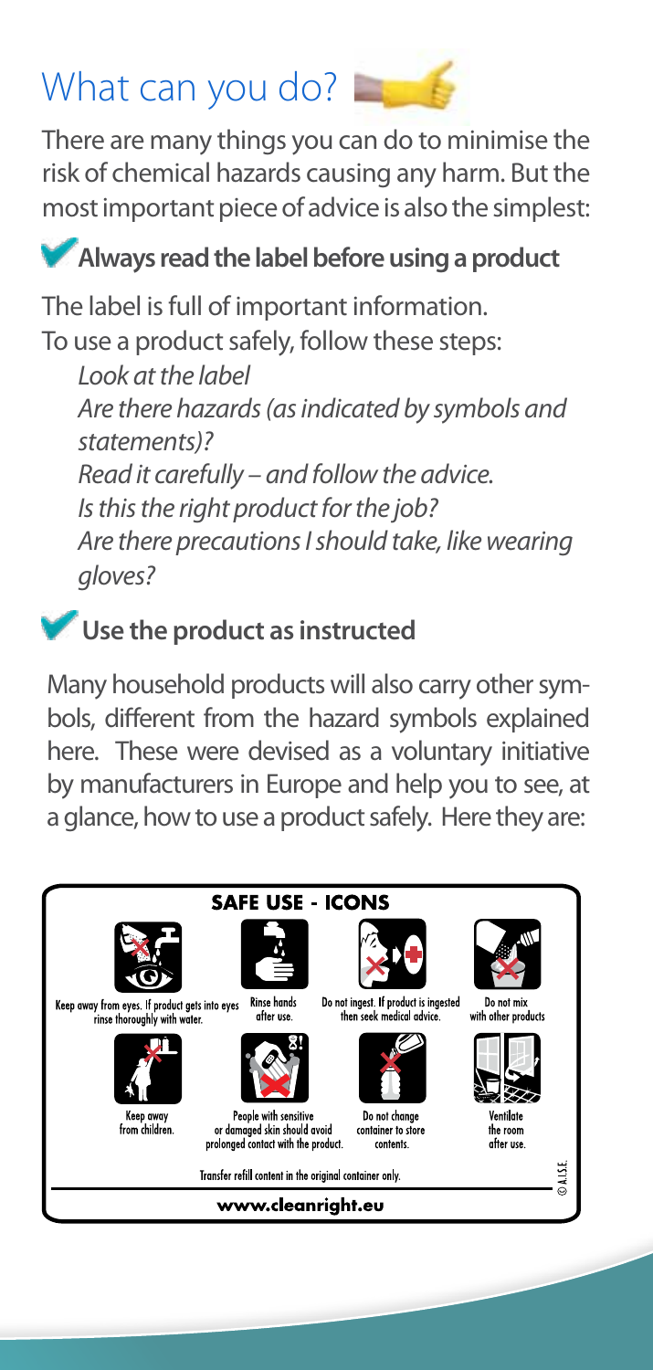# What can you do?

There are many things you can do to minimise the risk of chemical hazards causing any harm. But the most important piece of advice is also the simplest:

**Always read the label before using a product**

The label is full of important information.
To use a product safely, follow these steps:

*Look at the label*
*Are there hazards (as indicated by symbols and statements)?*
*Read it carefully – and follow the advice.*
*Is this the right product for the job?*
*Are there precautions I should take, like wearing gloves?*

**Use the product as instructed**

Many household products will also carry other symbols, different from the hazard symbols explained here. These were devised as a voluntary initiative by manufacturers in Europe and help you to see, at a glance, how to use a product safely. Here they are:

**SAFE USE - ICONS**

- Keep away from eyes. If product gets into eyes rinse thoroughly with water.
- Rinse hands after use.
- Do not ingest. If product is ingested then seek medical advice.
- Do not mix with other products
- Keep away from children.
- People with sensitive or damaged skin should avoid prolonged contact with the product.
- Do not change container to store contents.
- Ventilate the room after use.

Transfer refill content in the original container only.

© A.I.S.E.

www.cleanright.eu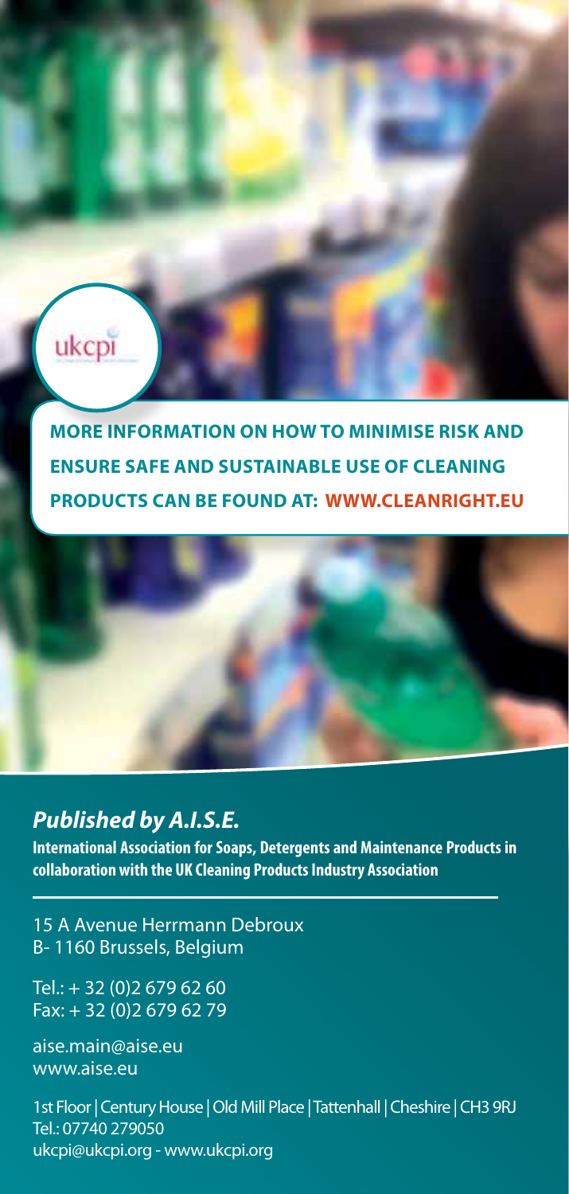ukcpi

**MORE INFORMATION ON HOW TO MINIMISE RISK AND ENSURE SAFE AND SUSTAINABLE USE OF CLEANING PRODUCTS CAN BE FOUND AT: WWW.CLEANRIGHT.EU**

***Published by A.I.S.E.***

**International Association for Soaps, Detergents and Maintenance Products in collaboration with the UK Cleaning Products Industry Association**

15 A Avenue Herrmann Debroux
B- 1160 Brussels, Belgium

Tel.: + 32 (0)2 679 62 60
Fax: + 32 (0)2 679 62 79

aise.main@aise.eu
www.aise.eu

1st Floor | Century House | Old Mill Place | Tattenhall | Cheshire | CH3 9RJ
Tel.: 07740 279050
ukcpi@ukcpi.org - www.ukcpi.org